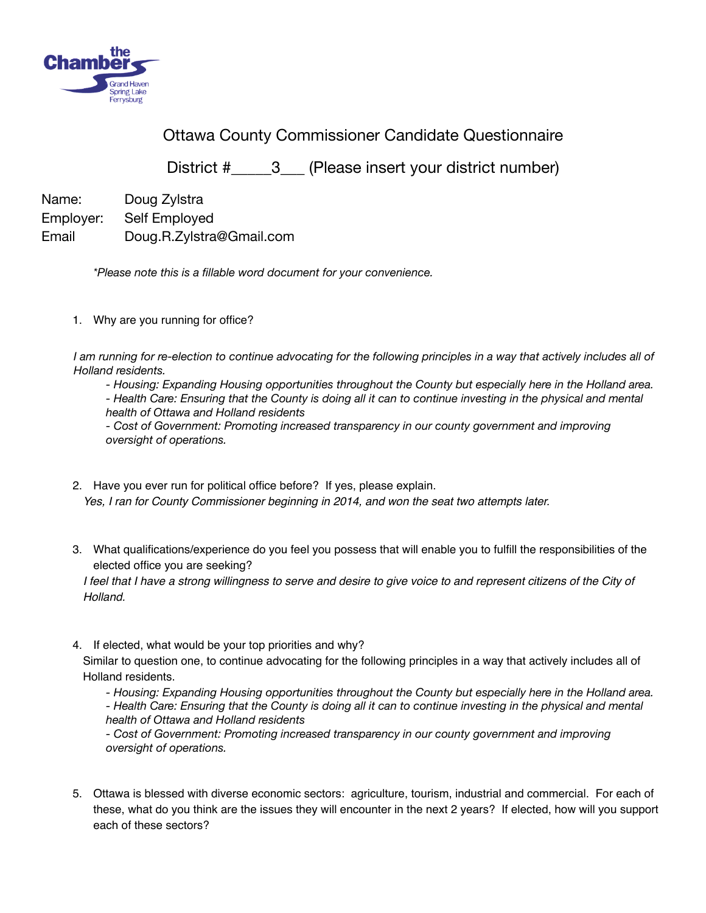the Chamber Grand Haven Spring Lake Ferrysburg

# Ottawa County Commissioner Candidate Questionnaire

## District #_____3___ (Please insert your district number)

Name: Doug Zylstra
Employer: Self Employed
Email Doug.R.Zylstra@Gmail.com

*\*Please note this is a fillable word document for your convenience.*

1. Why are you running for office?

*I am running for re-election to continue advocating for the following principles in a way that actively includes all of Holland residents.*

- *Housing: Expanding Housing opportunities throughout the County but especially here in the Holland area.*
- *Health Care: Ensuring that the County is doing all it can to continue investing in the physical and mental health of Ottawa and Holland residents*
- *Cost of Government: Promoting increased transparency in our county government and improving oversight of operations.*

2. Have you ever run for political office before? If yes, please explain.

   *Yes, I ran for County Commissioner beginning in 2014, and won the seat two attempts later.*

3. What qualifications/experience do you feel you possess that will enable you to fulfill the responsibilities of the elected office you are seeking?

   *I feel that I have a strong willingness to serve and desire to give voice to and represent citizens of the City of Holland.*

4. If elected, what would be your top priorities and why?

   Similar to question one, to continue advocating for the following principles in a way that actively includes all of Holland residents.

   - *Housing: Expanding Housing opportunities throughout the County but especially here in the Holland area.*
   - *Health Care: Ensuring that the County is doing all it can to continue investing in the physical and mental health of Ottawa and Holland residents*
   - *Cost of Government: Promoting increased transparency in our county government and improving oversight of operations.*

5. Ottawa is blessed with diverse economic sectors: agriculture, tourism, industrial and commercial. For each of these, what do you think are the issues they will encounter in the next 2 years? If elected, how will you support each of these sectors?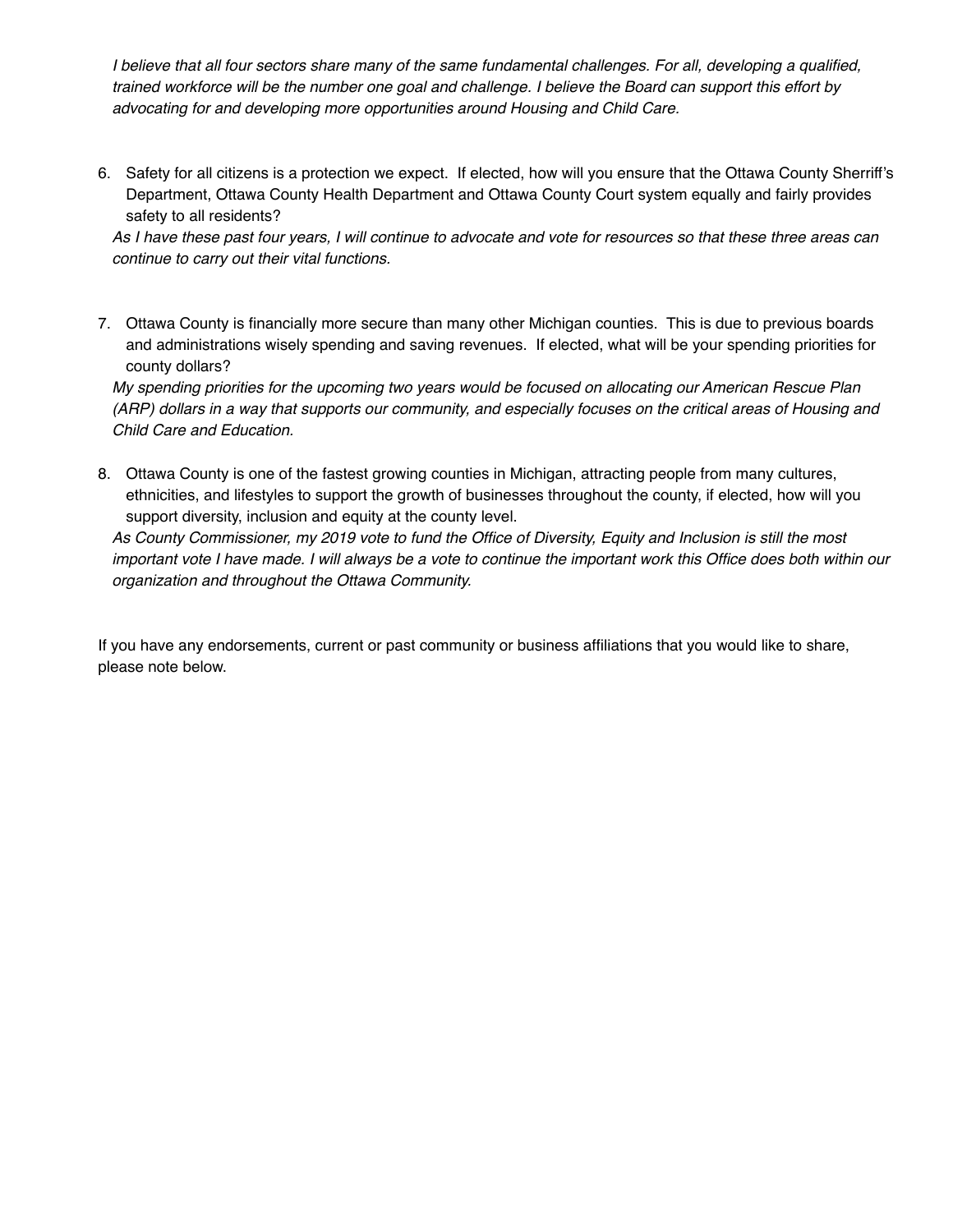*I believe that all four sectors share many of the same fundamental challenges. For all, developing a qualified, trained workforce will be the number one goal and challenge. I believe the Board can support this effort by advocating for and developing more opportunities around Housing and Child Care.*

6. Safety for all citizens is a protection we expect. If elected, how will you ensure that the Ottawa County Sherriff's Department, Ottawa County Health Department and Ottawa County Court system equally and fairly provides safety to all residents?

   *As I have these past four years, I will continue to advocate and vote for resources so that these three areas can continue to carry out their vital functions.*

7. Ottawa County is financially more secure than many other Michigan counties. This is due to previous boards and administrations wisely spending and saving revenues. If elected, what will be your spending priorities for county dollars?

   *My spending priorities for the upcoming two years would be focused on allocating our American Rescue Plan (ARP) dollars in a way that supports our community, and especially focuses on the critical areas of Housing and Child Care and Education.*

8. Ottawa County is one of the fastest growing counties in Michigan, attracting people from many cultures, ethnicities, and lifestyles to support the growth of businesses throughout the county, if elected, how will you support diversity, inclusion and equity at the county level.

   *As County Commissioner, my 2019 vote to fund the Office of Diversity, Equity and Inclusion is still the most important vote I have made. I will always be a vote to continue the important work this Office does both within our organization and throughout the Ottawa Community.*

If you have any endorsements, current or past community or business affiliations that you would like to share, please note below.